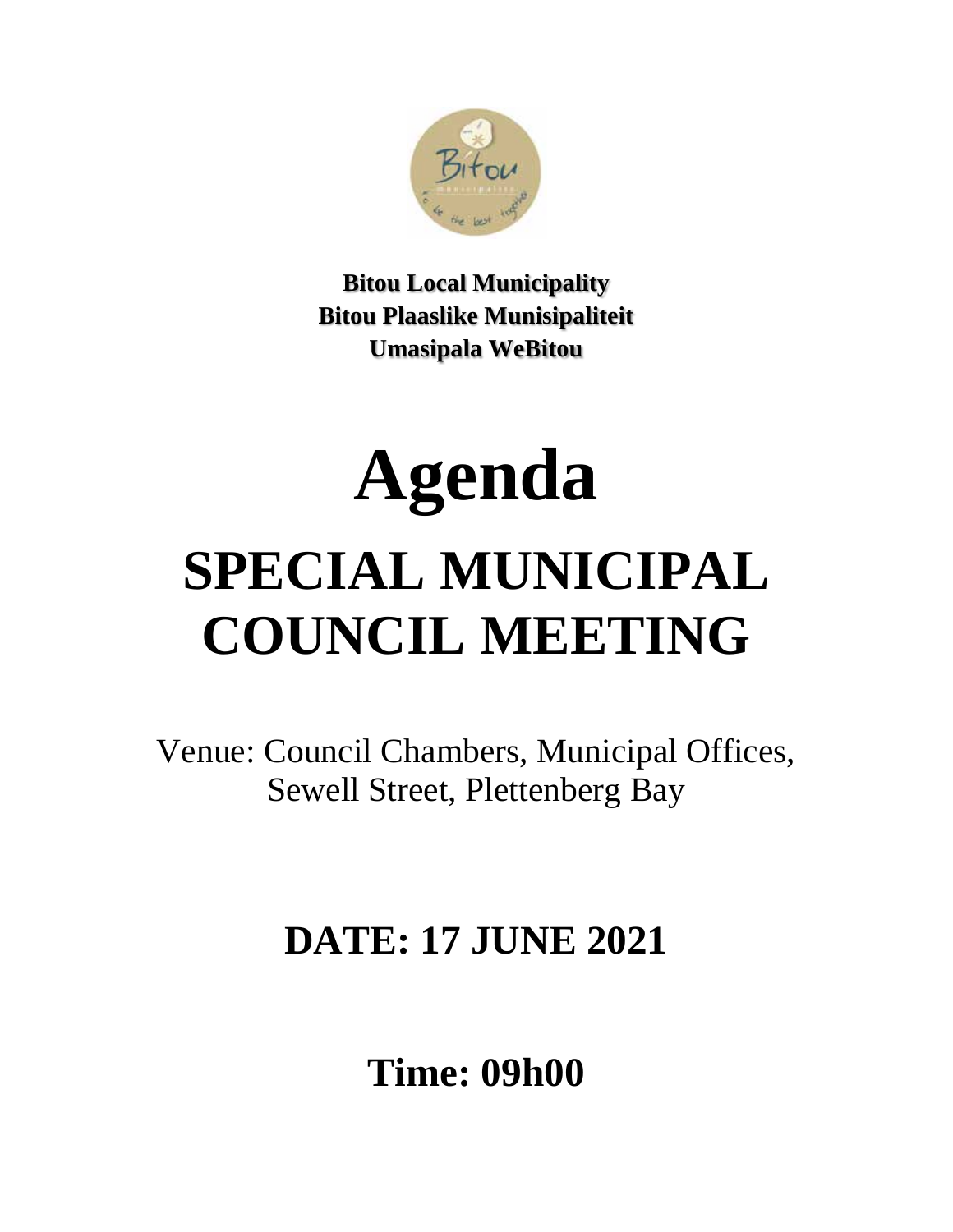**Bitou Local Municipality**
**Bitou Plaaslike Munisipaliteit**
**Umasipala WeBitou**

# Agenda

# SPECIAL MUNICIPAL COUNCIL MEETING

Venue: Council Chambers, Municipal Offices, Sewell Street, Plettenberg Bay

## DATE: 17 JUNE 2021

## Time: 09h00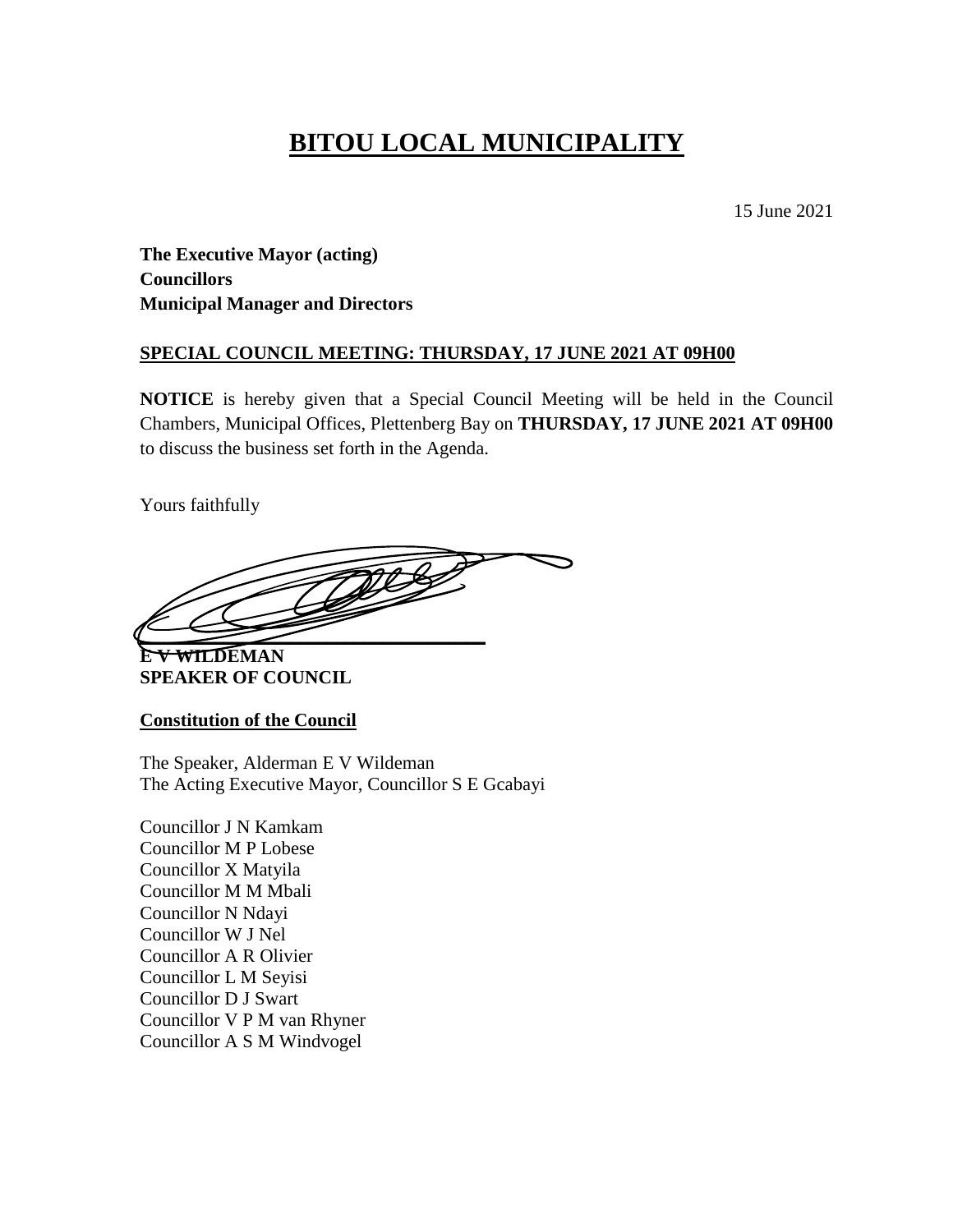# BITOU LOCAL MUNICIPALITY

15 June 2021

**The Executive Mayor (acting)**
**Councillors**
**Municipal Manager and Directors**

**SPECIAL COUNCIL MEETING: THURSDAY, 17 JUNE 2021 AT 09H00**

**NOTICE** is hereby given that a Special Council Meeting will be held in the Council Chambers, Municipal Offices, Plettenberg Bay on **THURSDAY, 17 JUNE 2021 AT 09H00** to discuss the business set forth in the Agenda.

Yours faithfully

**E V WILDEMAN**
**SPEAKER OF COUNCIL**

**Constitution of the Council**

The Speaker, Alderman E V Wildeman
The Acting Executive Mayor, Councillor S E Gcabayi

Councillor J N Kamkam
Councillor M P Lobese
Councillor X Matyila
Councillor M M Mbali
Councillor N Ndayi
Councillor W J Nel
Councillor A R Olivier
Councillor L M Seyisi
Councillor D J Swart
Councillor V P M van Rhyner
Councillor A S M Windvogel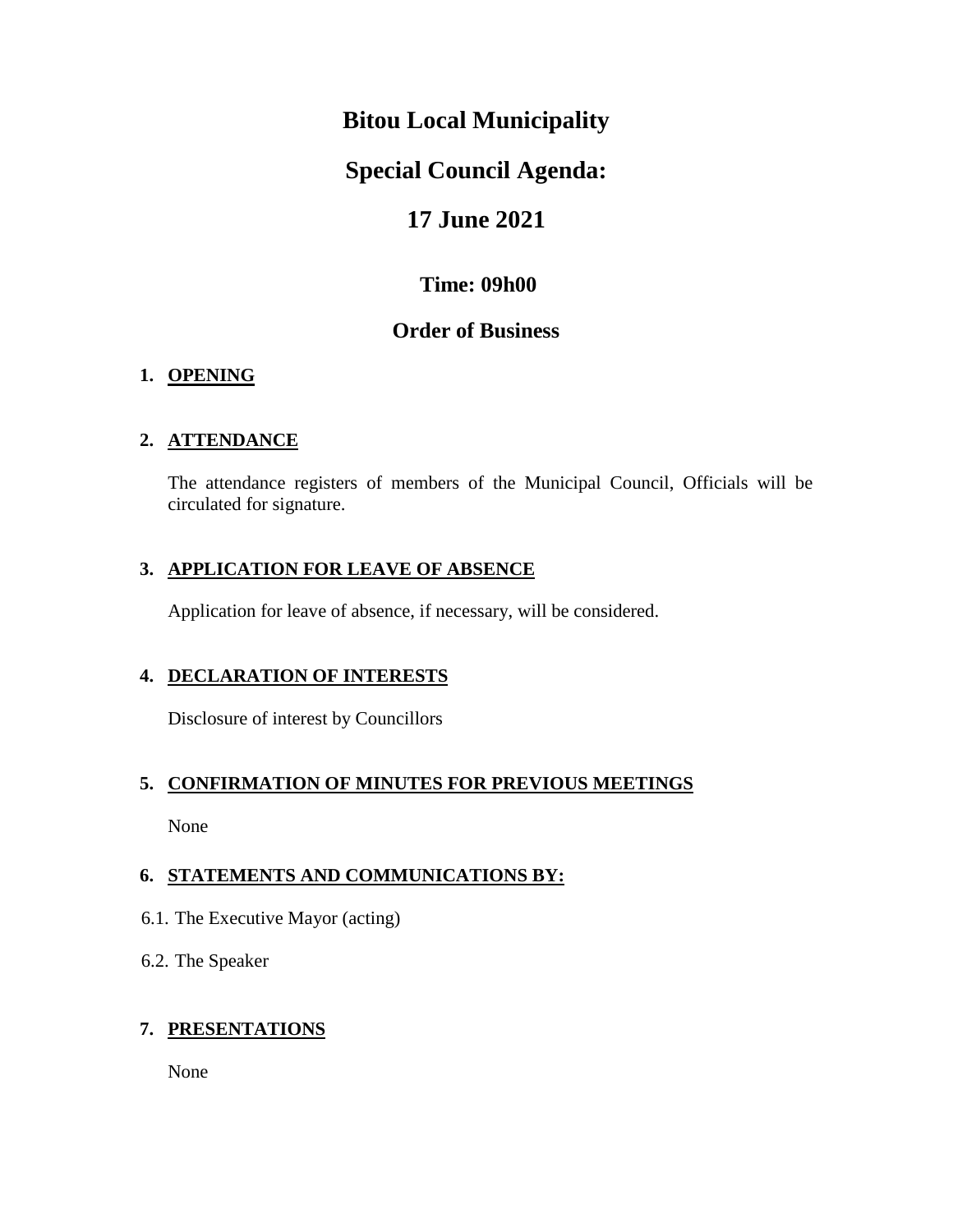# Bitou Local Municipality

# Special Council Agenda:

# 17 June 2021

## Time: 09h00

## Order of Business

**1. OPENING**

**2. ATTENDANCE**

The attendance registers of members of the Municipal Council, Officials will be circulated for signature.

**3. APPLICATION FOR LEAVE OF ABSENCE**

Application for leave of absence, if necessary, will be considered.

**4. DECLARATION OF INTERESTS**

Disclosure of interest by Councillors

**5. CONFIRMATION OF MINUTES FOR PREVIOUS MEETINGS**

None

**6. STATEMENTS AND COMMUNICATIONS BY:**

6.1. The Executive Mayor (acting)

6.2. The Speaker

**7. PRESENTATIONS**

None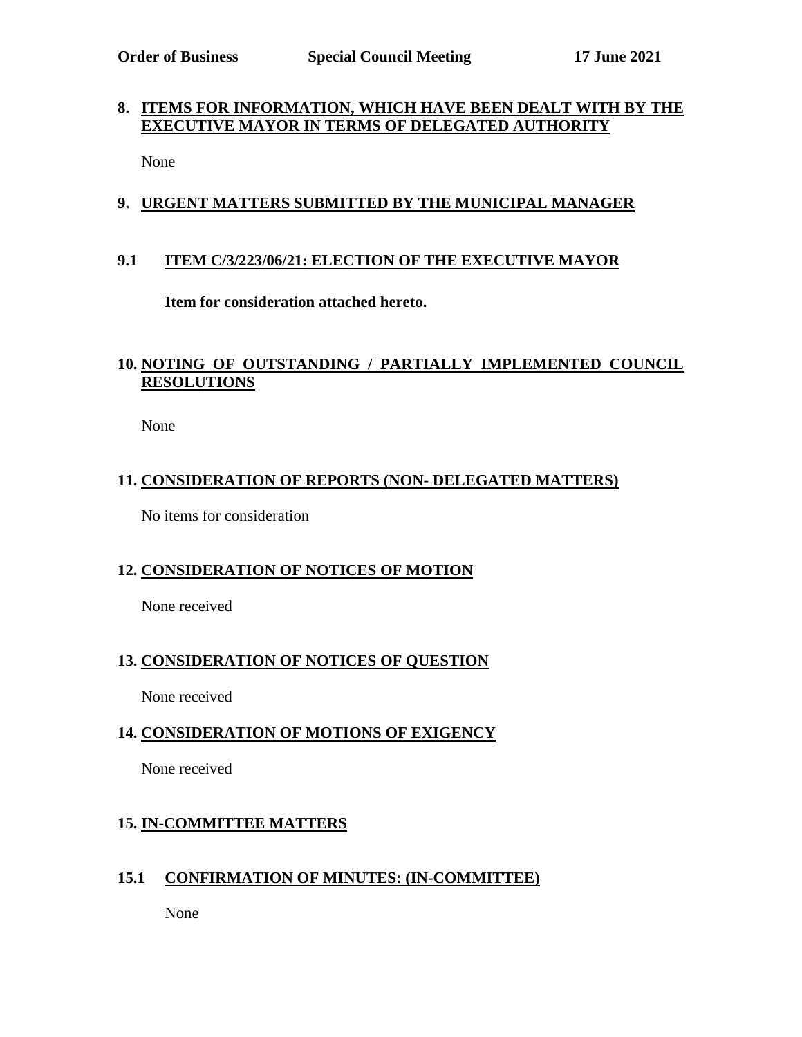## 8. ITEMS FOR INFORMATION, WHICH HAVE BEEN DEALT WITH BY THE EXECUTIVE MAYOR IN TERMS OF DELEGATED AUTHORITY

None

## 9. URGENT MATTERS SUBMITTED BY THE MUNICIPAL MANAGER

### 9.1 ITEM C/3/223/06/21: ELECTION OF THE EXECUTIVE MAYOR

**Item for consideration attached hereto.**

## 10. NOTING OF OUTSTANDING / PARTIALLY IMPLEMENTED COUNCIL RESOLUTIONS

None

## 11. CONSIDERATION OF REPORTS (NON- DELEGATED MATTERS)

No items for consideration

## 12. CONSIDERATION OF NOTICES OF MOTION

None received

## 13. CONSIDERATION OF NOTICES OF QUESTION

None received

## 14. CONSIDERATION OF MOTIONS OF EXIGENCY

None received

## 15. IN-COMMITTEE MATTERS

### 15.1 CONFIRMATION OF MINUTES: (IN-COMMITTEE)

None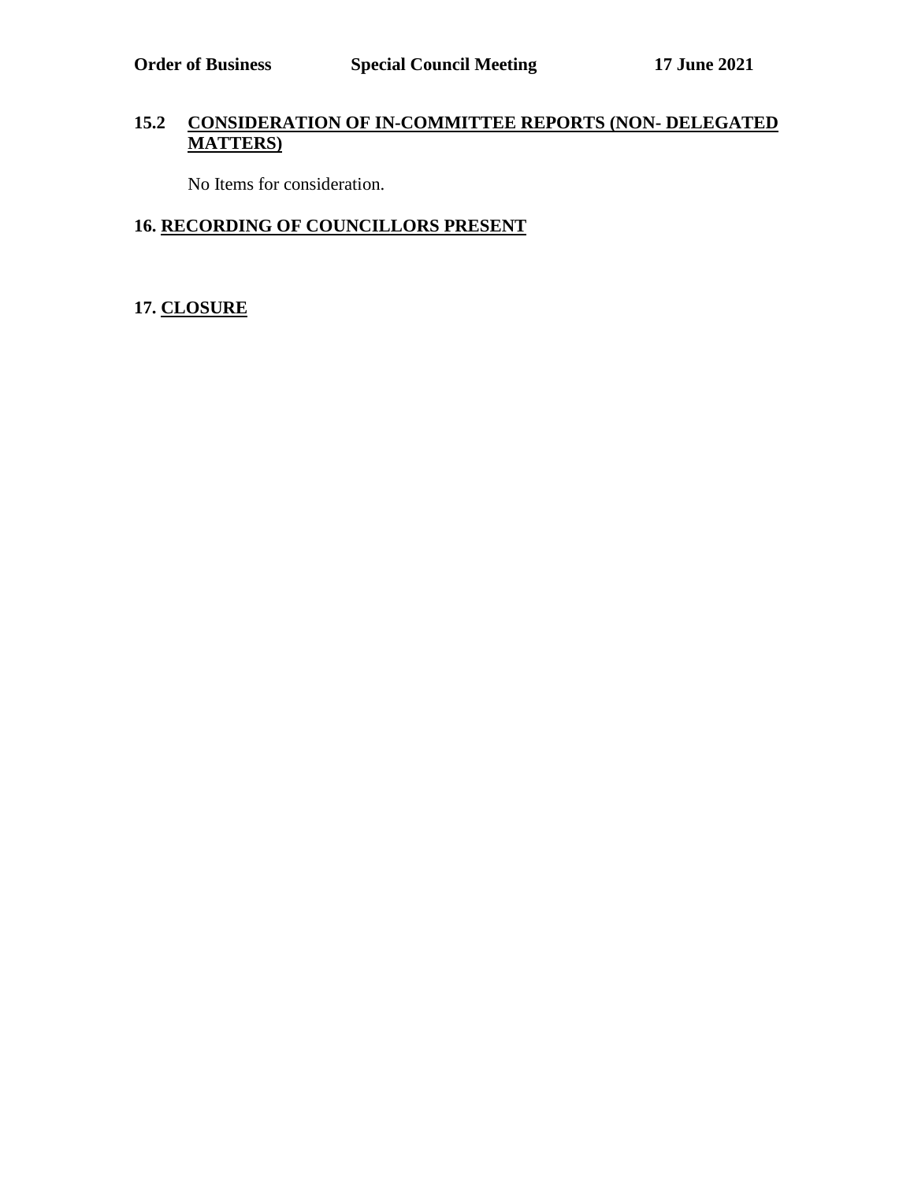### 15.2 CONSIDERATION OF IN-COMMITTEE REPORTS (NON- DELEGATED MATTERS)

No Items for consideration.

## 16. RECORDING OF COUNCILLORS PRESENT

## 17. CLOSURE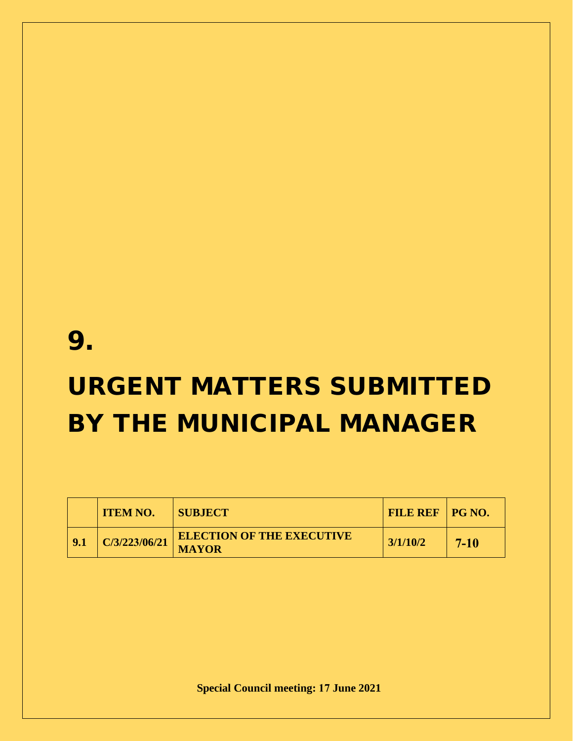# 9.

# URGENT MATTERS SUBMITTED BY THE MUNICIPAL MANAGER

| | ITEM NO. | SUBJECT | FILE REF | PG NO. |
|---|---|---|---|---|
| 9.1 | C/3/223/06/21 | ELECTION OF THE EXECUTIVE MAYOR | 3/1/10/2 | 7-10 |

**Special Council meeting: 17 June 2021**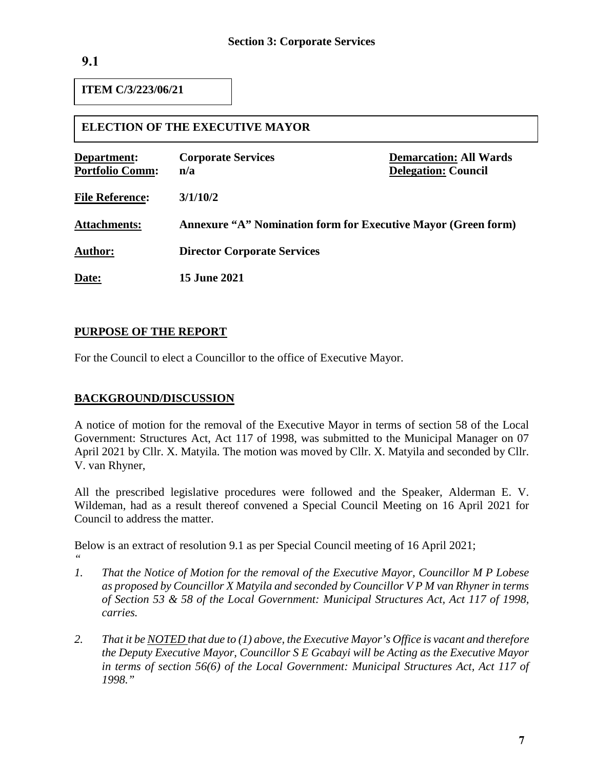**Section 3: Corporate Services**

**9.1**

**ITEM C/3/223/06/21**

**ELECTION OF THE EXECUTIVE MAYOR**

| | | |
|---|---|---|
| **Department:** | **Corporate Services** | **Demarcation: All Wards** |
| **Portfolio Comm:** | **n/a** | **Delegation: Council** |
| **File Reference:** | **3/1/10/2** | |
| **Attachments:** | **Annexure "A" Nomination form for Executive Mayor (Green form)** | |
| **Author:** | **Director Corporate Services** | |
| **Date:** | **15 June 2021** | |

## PURPOSE OF THE REPORT

For the Council to elect a Councillor to the office of Executive Mayor.

## BACKGROUND/DISCUSSION

A notice of motion for the removal of the Executive Mayor in terms of section 58 of the Local Government: Structures Act, Act 117 of 1998, was submitted to the Municipal Manager on 07 April 2021 by Cllr. X. Matyila. The motion was moved by Cllr. X. Matyila and seconded by Cllr. V. van Rhyner,

All the prescribed legislative procedures were followed and the Speaker, Alderman E. V. Wildeman, had as a result thereof convened a Special Council Meeting on 16 April 2021 for Council to address the matter.

Below is an extract of resolution 9.1 as per Special Council meeting of 16 April 2021;

*"*

1. *That the Notice of Motion for the removal of the Executive Mayor, Councillor M P Lobese as proposed by Councillor X Matyila and seconded by Councillor V P M van Rhyner in terms of Section 53 & 58 of the Local Government: Municipal Structures Act, Act 117 of 1998, carries.*

2. *That it be NOTED that due to (1) above, the Executive Mayor's Office is vacant and therefore the Deputy Executive Mayor, Councillor S E Gcabayi will be Acting as the Executive Mayor in terms of section 56(6) of the Local Government: Municipal Structures Act, Act 117 of 1998."*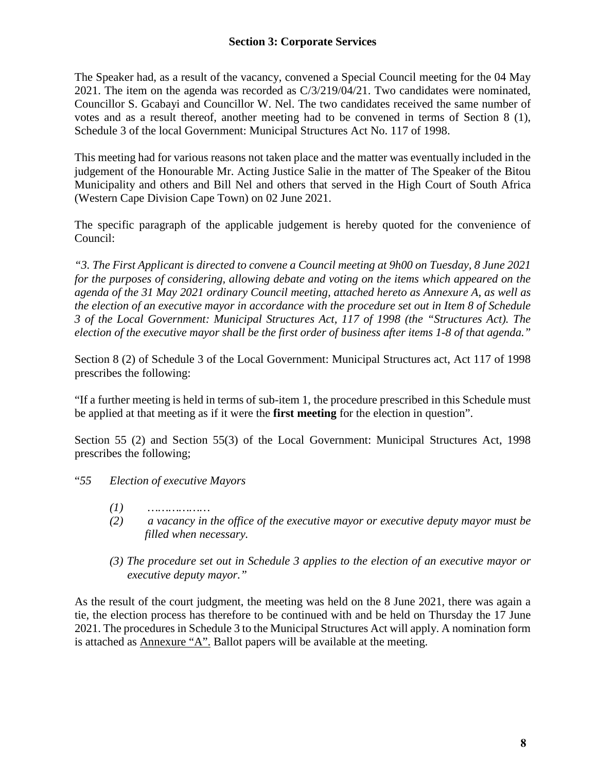### Section 3: Corporate Services

The Speaker had, as a result of the vacancy, convened a Special Council meeting for the 04 May 2021. The item on the agenda was recorded as C/3/219/04/21. Two candidates were nominated, Councillor S. Gcabayi and Councillor W. Nel. The two candidates received the same number of votes and as a result thereof, another meeting had to be convened in terms of Section 8 (1), Schedule 3 of the local Government: Municipal Structures Act No. 117 of 1998.

This meeting had for various reasons not taken place and the matter was eventually included in the judgement of the Honourable Mr. Acting Justice Salie in the matter of The Speaker of the Bitou Municipality and others and Bill Nel and others that served in the High Court of South Africa (Western Cape Division Cape Town) on 02 June 2021.

The specific paragraph of the applicable judgement is hereby quoted for the convenience of Council:

*"3. The First Applicant is directed to convene a Council meeting at 9h00 on Tuesday, 8 June 2021 for the purposes of considering, allowing debate and voting on the items which appeared on the agenda of the 31 May 2021 ordinary Council meeting, attached hereto as Annexure A, as well as the election of an executive mayor in accordance with the procedure set out in Item 8 of Schedule 3 of the Local Government: Municipal Structures Act, 117 of 1998 (the "Structures Act). The election of the executive mayor shall be the first order of business after items 1-8 of that agenda."*

Section 8 (2) of Schedule 3 of the Local Government: Municipal Structures act, Act 117 of 1998 prescribes the following:

"If a further meeting is held in terms of sub-item 1, the procedure prescribed in this Schedule must be applied at that meeting as if it were the **first meeting** for the election in question".

Section 55 (2) and Section 55(3) of the Local Government: Municipal Structures Act, 1998 prescribes the following;

"*55 Election of executive Mayors*

*(1) ………………*

*(2) a vacancy in the office of the executive mayor or executive deputy mayor must be filled when necessary.*

*(3) The procedure set out in Schedule 3 applies to the election of an executive mayor or executive deputy mayor."*

As the result of the court judgment, the meeting was held on the 8 June 2021, there was again a tie, the election process has therefore to be continued with and be held on Thursday the 17 June 2021. The procedures in Schedule 3 to the Municipal Structures Act will apply. A nomination form is attached as Annexure "A". Ballot papers will be available at the meeting.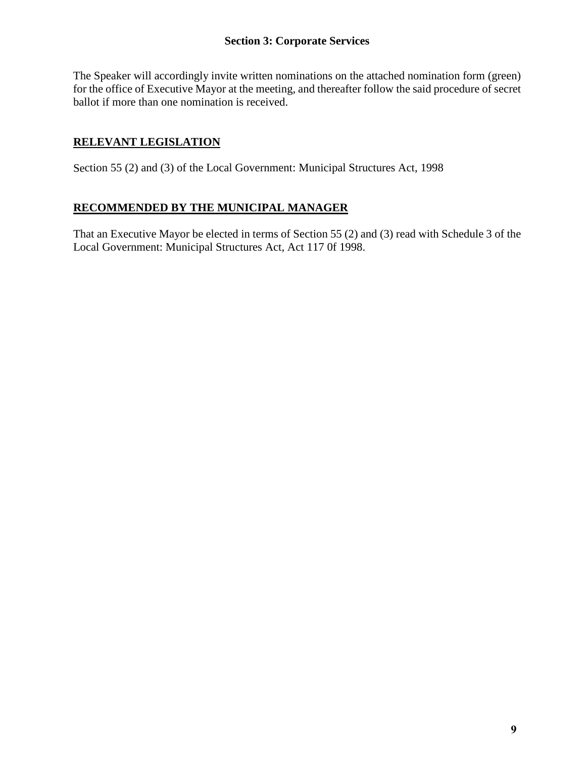**Section 3: Corporate Services**

The Speaker will accordingly invite written nominations on the attached nomination form (green) for the office of Executive Mayor at the meeting, and thereafter follow the said procedure of secret ballot if more than one nomination is received.

## RELEVANT LEGISLATION

Section 55 (2) and (3) of the Local Government: Municipal Structures Act, 1998

## RECOMMENDED BY THE MUNICIPAL MANAGER

That an Executive Mayor be elected in terms of Section 55 (2) and (3) read with Schedule 3 of the Local Government: Municipal Structures Act, Act 117 0f 1998.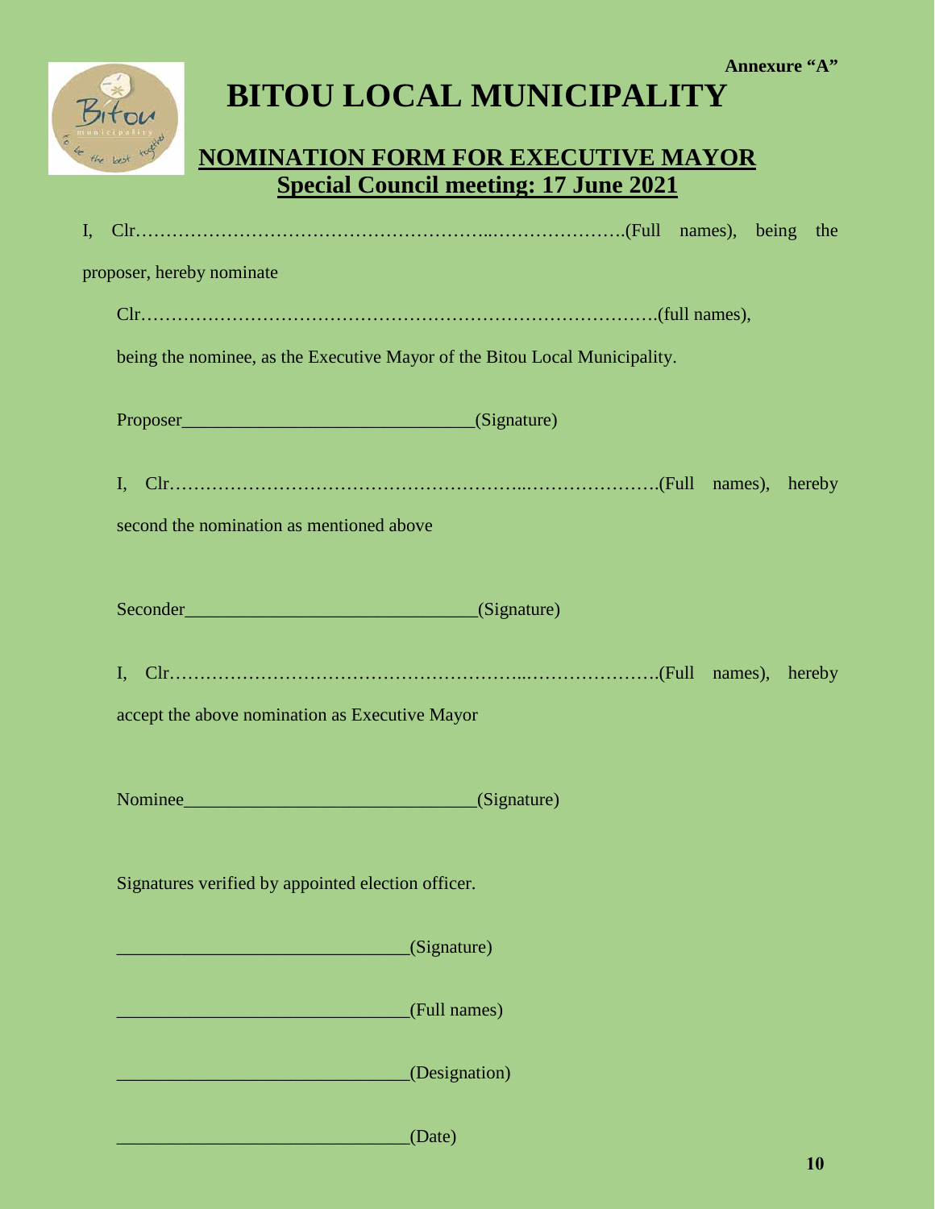Annexure "A"

# BITOU LOCAL MUNICIPALITY

## NOMINATION FORM FOR EXECUTIVE MAYOR
## Special Council meeting: 17 June 2021

I, Clr……………………………………………………..………………….(Full names), being the proposer, hereby nominate

Clr……………………………………………………………………….(full names),

being the nominee, as the Executive Mayor of the Bitou Local Municipality.

Proposer_______________________________(Signature)

I, Clr……………………………………………………..………………….(Full names), hereby second the nomination as mentioned above

Seconder_______________________________(Signature)

I, Clr……………………………………………………..………………….(Full names), hereby accept the above nomination as Executive Mayor

Nominee_______________________________(Signature)

Signatures verified by appointed election officer.

_______________________________(Signature)

_______________________________(Full names)

_______________________________(Designation)

_______________________________(Date)